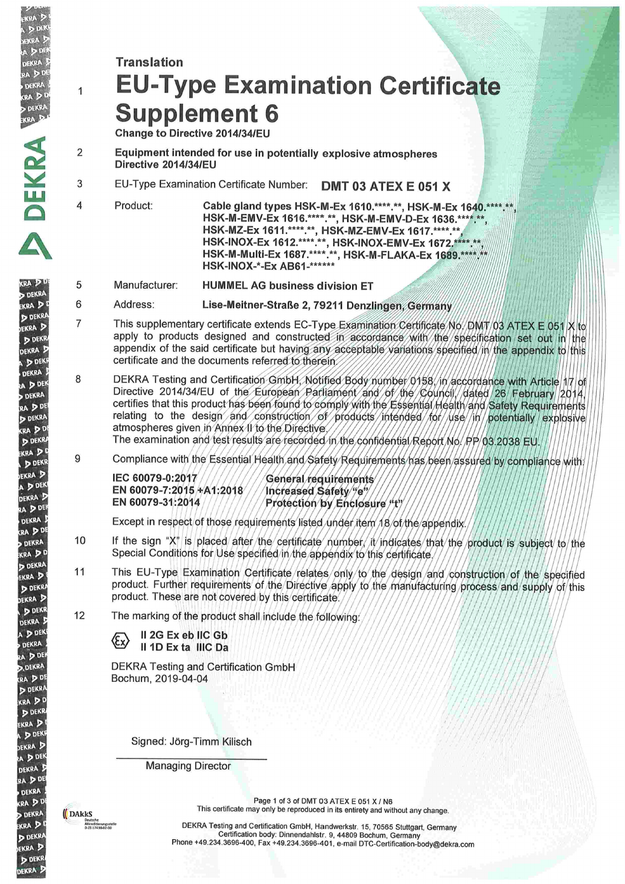Translation

# 1 EU-Type Examination Certificate Supplement 6

**Change to Directive 2014/34/EU**

2 **Equipment intended for use in potentially explosive atmospheres Directive 2014/34/EU**

3 EU-Type Examination Certificate Number: **DMT 03 ATEX E 051 X**

4 Product: **Cable gland types HSK-M-Ex 1610.****.**, HSK-M-Ex 1640.****.**, HSK-M-EMV-Ex 1616.****.**, HSK-M-EMV-D-Ex 1636.****.**, HSK-MZ-Ex 1611.****.**, HSK-MZ-EMV-Ex 1617.****.**, HSK-INOX-Ex 1612.****.**, HSK-INOX-EMV-Ex 1672.****.**, HSK-M-Multi-Ex 1687.****.**, HSK-M-FLAKA-Ex 1689.****.** HSK-INOX-*-Ex AB61-******

5 Manufacturer: **HUMMEL AG business division ET**

6 Address: **Lise-Meitner-Straße 2, 79211 Denzlingen, Germany**

7 This supplementary certificate extends EC-Type Examination Certificate No. DMT 03 ATEX E 051 X to apply to products designed and constructed in accordance with the specification set out in the appendix of the said certificate but having any acceptable variations specified in the appendix to this certificate and the documents referred to therein.

8 DEKRA Testing and Certification GmbH, Notified Body number 0158, in accordance with Article 17 of Directive 2014/34/EU of the European Parliament and of the Council, dated 26 February 2014, certifies that this product has been found to comply with the Essential Health and Safety Requirements relating to the design and construction of products intended for use in potentially explosive atmospheres given in Annex II to the Directive.
The examination and test results are recorded in the confidential Report No. PP 03.2038 EU.

9 Compliance with the Essential Health and Safety Requirements has been assured by compliance with:

| | |
|---|---|
| **IEC 60079-0:2017** | **General requirements** |
| **EN 60079-7:2015 +A1:2018** | **Increased Safety "e"** |
| **EN 60079-31:2014** | **Protection by Enclosure "t"** |

Except in respect of those requirements listed under item 18 of the appendix.

10 If the sign "X" is placed after the certificate number, it indicates that the product is subject to the Special Conditions for Use specified in the appendix to this certificate.

11 This EU-Type Examination Certificate relates only to the design and construction of the specified product. Further requirements of the Directive apply to the manufacturing process and supply of this product. These are not covered by this certificate.

12 The marking of the product shall include the following:

**II 2G Ex eb IIC Gb**
**II 1D Ex ta IIIC Da**

DEKRA Testing and Certification GmbH
Bochum, 2019-04-04

Signed: Jörg-Timm Kilisch

Managing Director

This certificate may only be reproduced in its entirety and without any change.

DEKRA Testing and Certification GmbH, Handwerkstr. 15, 70565 Stuttgart, Germany
Certification body: Dinnendahlstr. 9, 44809 Bochum, Germany
Phone +49.234.3696-400, Fax +49.234.3696-401, e-mail DTC-Certification-body@dekra.com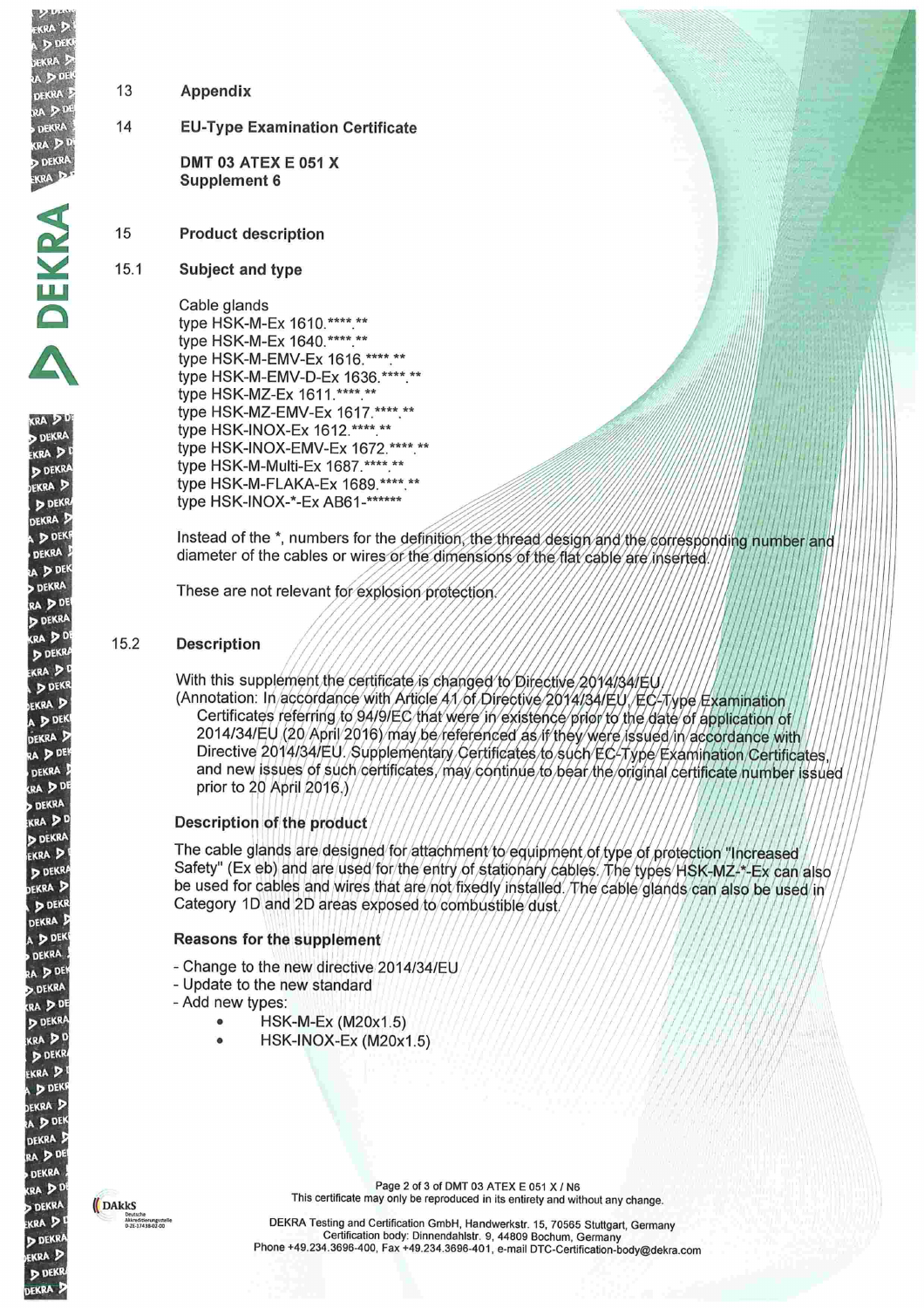## 13 Appendix

## 14 EU-Type Examination Certificate

**DMT 03 ATEX E 051 X**
**Supplement 6**

## 15 Product description

### 15.1 Subject and type

Cable glands
type HSK-M-Ex 1610.****.**
type HSK-M-Ex 1640.****.**
type HSK-M-EMV-Ex 1616.****.**
type HSK-M-EMV-D-Ex 1636.****.**
type HSK-MZ-Ex 1611.****.**
type HSK-MZ-EMV-Ex 1617.****.**
type HSK-INOX-Ex 1612.****.**
type HSK-INOX-EMV-Ex 1672.****.**
type HSK-M-Multi-Ex 1687.****.**
type HSK-M-FLAKA-Ex 1689.****.**
type HSK-INOX-*-Ex AB61-******

Instead of the *, numbers for the definition, the thread design and the corresponding number and diameter of the cables or wires or the dimensions of the flat cable are inserted.

These are not relevant for explosion protection.

### 15.2 Description

With this supplement the certificate is changed to Directive 2014/34/EU
(Annotation: In accordance with Article 41 of Directive 2014/34/EU, EC-Type Examination Certificates referring to 94/9/EC that were in existence prior to the date of application of 2014/34/EU (20 April 2016) may be referenced as if they were issued in accordance with Directive 2014/34/EU. Supplementary Certificates to such EC-Type Examination Certificates, and new issues of such certificates, may continue to bear the original certificate number issued prior to 20 April 2016.)

#### Description of the product

The cable glands are designed for attachment to equipment of type of protection "Increased Safety" (Ex eb) and are used for the entry of stationary cables. The types HSK-MZ-*-Ex can also be used for cables and wires that are not fixedly installed. The cable glands can also be used in Category 1D and 2D areas exposed to combustible dust.

#### Reasons for the supplement

- Change to the new directive 2014/34/EU
- Update to the new standard
- Add new types:
  - HSK-M-Ex (M20x1.5)
  - HSK-INOX-Ex (M20x1.5)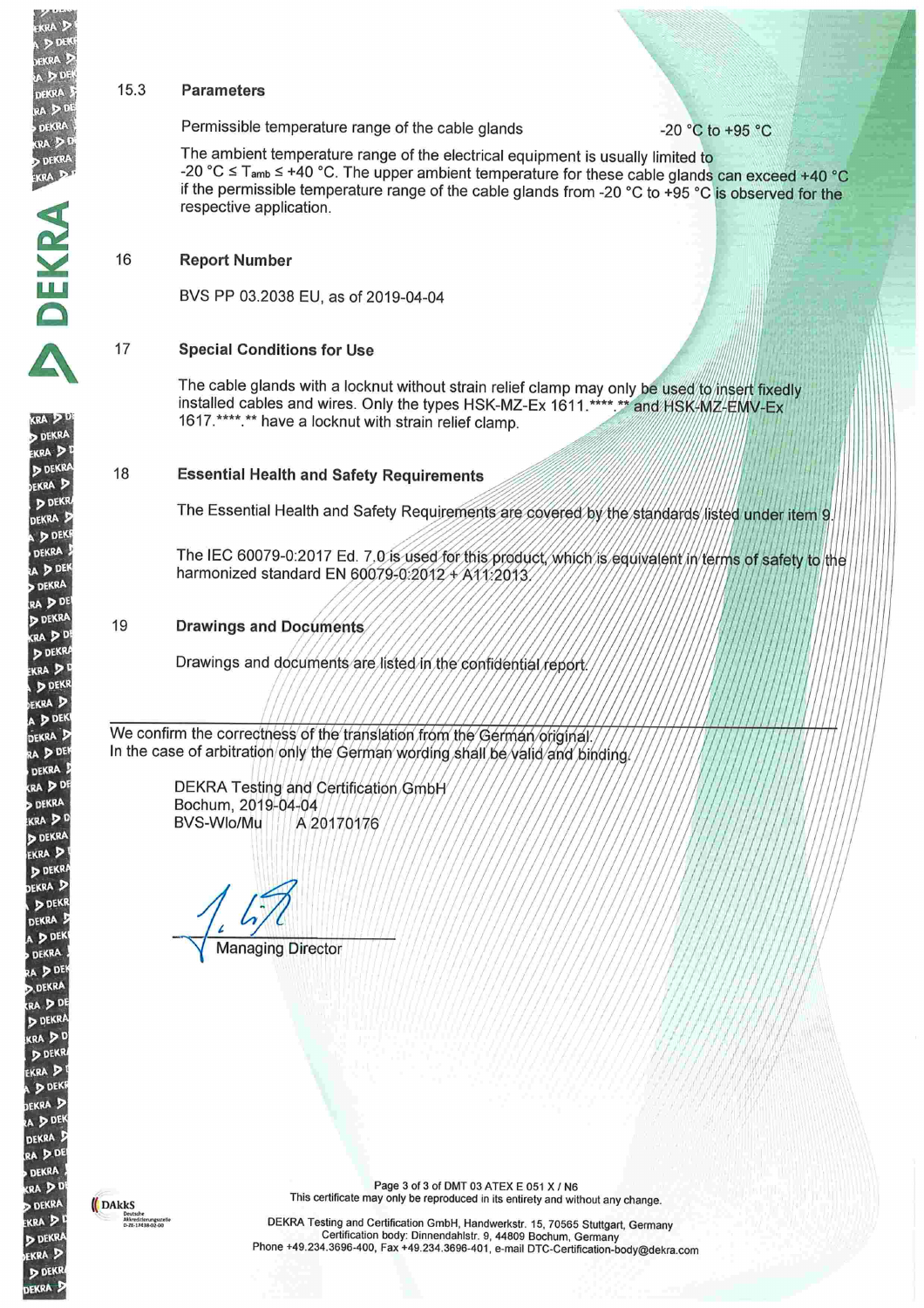## 15.3 Parameters

Permissible temperature range of the cable glands -20 °C to +95 °C

The ambient temperature range of the electrical equipment is usually limited to -20 °C ≤ $T_{amb}$ ≤ +40 °C. The upper ambient temperature for these cable glands can exceed +40 °C if the permissible temperature range of the cable glands from -20 °C to +95 °C is observed for the respective application.

## 16 Report Number

BVS PP 03.2038 EU, as of 2019-04-04

## 17 Special Conditions for Use

The cable glands with a locknut without strain relief clamp may only be used to insert fixedly installed cables and wires. Only the types HSK-MZ-Ex 1611.****.** and HSK-MZ-EMV-Ex 1617.****.** have a locknut with strain relief clamp.

## 18 Essential Health and Safety Requirements

The Essential Health and Safety Requirements are covered by the standards listed under item 9.

The IEC 60079-0:2017 Ed. 7.0 is used for this product, which is equivalent in terms of safety to the harmonized standard EN 60079-0:2012 + A11:2013.

## 19 Drawings and Documents

Drawings and documents are listed in the confidential report.

---

We confirm the correctness of the translation from the German original.
In the case of arbitration only the German wording shall be valid and binding.

DEKRA Testing and Certification GmbH
Bochum, 2019-04-04
BVS-Wlo/Mu A 20170176

Managing Director

Page 3 of 3 of DMT 03 ATEX E 051 X / N6
This certificate may only be reproduced in its entirety and without any change.

DEKRA Testing and Certification GmbH, Handwerkstr. 15, 70565 Stuttgart, Germany
Certification body: Dinnendahlstr. 9, 44809 Bochum, Germany
Phone +49.234.3696-400, Fax +49.234.3696-401, e-mail DTC-Certification-body@dekra.com